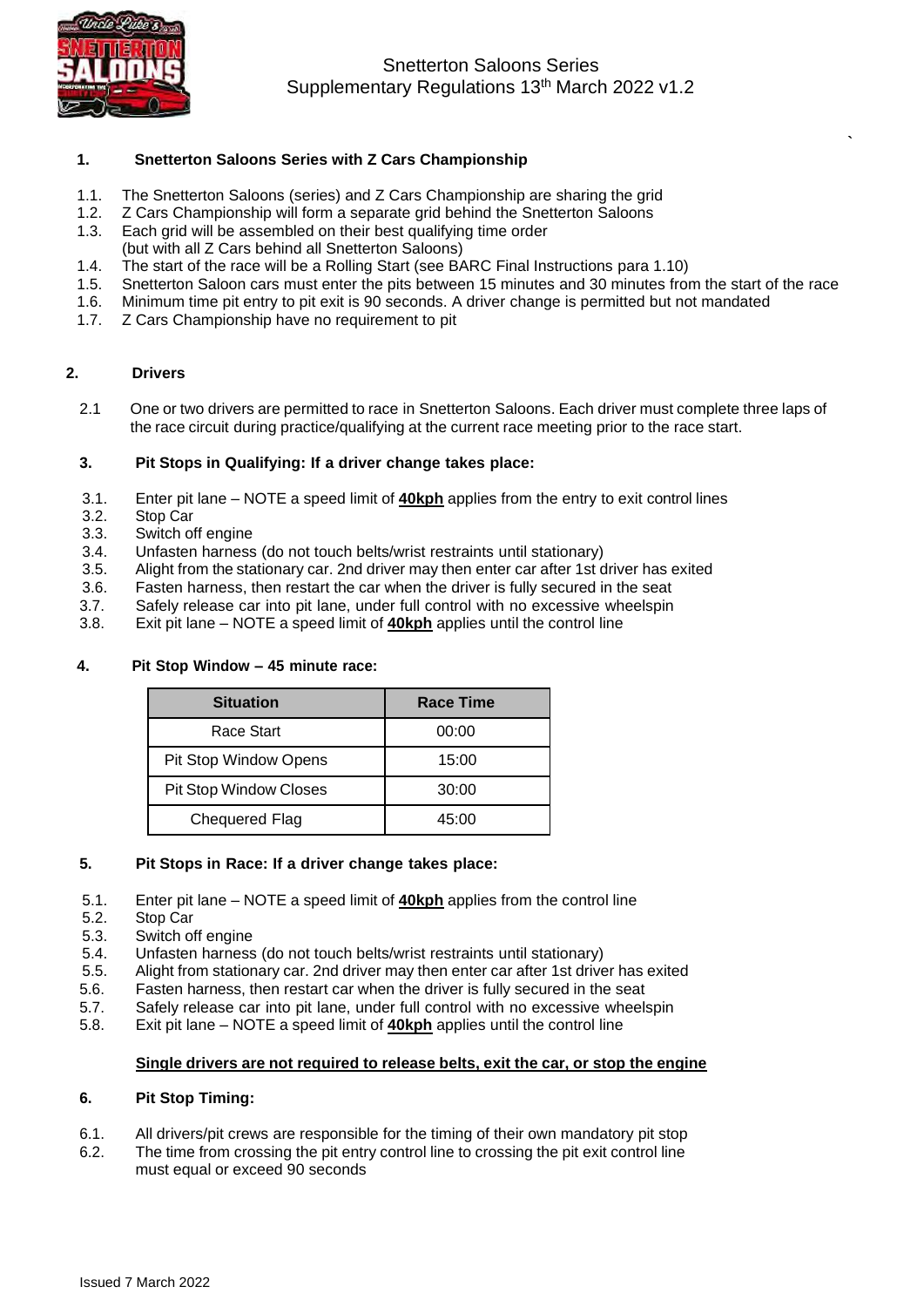Snetterton Saloons Series
Supplementary Regulations 13th March 2022 v1.2

## 1. Snetterton Saloons Series with Z Cars Championship

1.1. The Snetterton Saloons (series) and Z Cars Championship are sharing the grid
1.2. Z Cars Championship will form a separate grid behind the Snetterton Saloons
1.3. Each grid will be assembled on their best qualifying time order
(but with all Z Cars behind all Snetterton Saloons)
1.4. The start of the race will be a Rolling Start (see BARC Final Instructions para 1.10)
1.5. Snetterton Saloon cars must enter the pits between 15 minutes and 30 minutes from the start of the race
1.6. Minimum time pit entry to pit exit is 90 seconds. A driver change is permitted but not mandated
1.7. Z Cars Championship have no requirement to pit

## 2. Drivers

2.1 One or two drivers are permitted to race in Snetterton Saloons. Each driver must complete three laps of the race circuit during practice/qualifying at the current race meeting prior to the race start.

## 3. Pit Stops in Qualifying: If a driver change takes place:

3.1. Enter pit lane – NOTE a speed limit of **40kph** applies from the entry to exit control lines
3.2. Stop Car
3.3. Switch off engine
3.4. Unfasten harness (do not touch belts/wrist restraints until stationary)
3.5. Alight from the stationary car. 2nd driver may then enter car after 1st driver has exited
3.6. Fasten harness, then restart the car when the driver is fully secured in the seat
3.7. Safely release car into pit lane, under full control with no excessive wheelspin
3.8. Exit pit lane – NOTE a speed limit of **40kph** applies until the control line

## 4. Pit Stop Window – 45 minute race:

| Situation | Race Time |
|---|---|
| Race Start | 00:00 |
| Pit Stop Window Opens | 15:00 |
| Pit Stop Window Closes | 30:00 |
| Chequered Flag | 45:00 |

## 5. Pit Stops in Race: If a driver change takes place:

5.1. Enter pit lane – NOTE a speed limit of **40kph** applies from the control line
5.2. Stop Car
5.3. Switch off engine
5.4. Unfasten harness (do not touch belts/wrist restraints until stationary)
5.5. Alight from stationary car. 2nd driver may then enter car after 1st driver has exited
5.6. Fasten harness, then restart car when the driver is fully secured in the seat
5.7. Safely release car into pit lane, under full control with no excessive wheelspin
5.8. Exit pit lane – NOTE a speed limit of **40kph** applies until the control line

**Single drivers are not required to release belts, exit the car, or stop the engine**

## 6. Pit Stop Timing:

6.1. All drivers/pit crews are responsible for the timing of their own mandatory pit stop
6.2. The time from crossing the pit entry control line to crossing the pit exit control line must equal or exceed 90 seconds

Issued 7 March 2022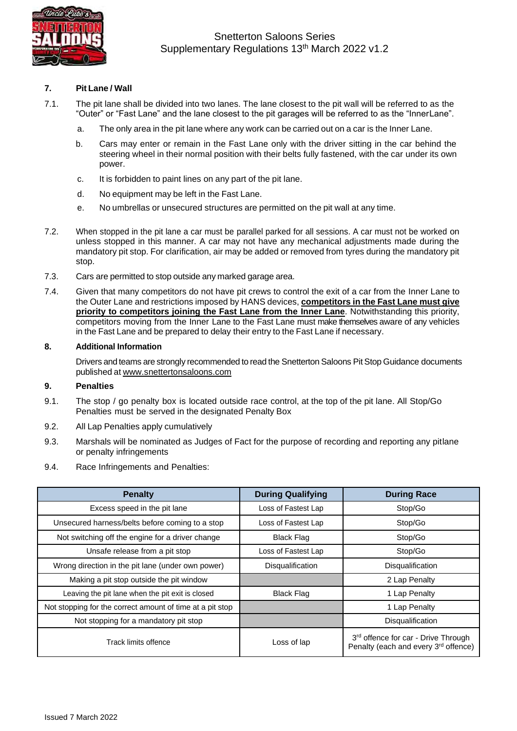## 7. Pit Lane / Wall

7.1. The pit lane shall be divided into two lanes. The lane closest to the pit wall will be referred to as the "Outer" or "Fast Lane" and the lane closest to the pit garages will be referred to as the "InnerLane".

a. The only area in the pit lane where any work can be carried out on a car is the Inner Lane.

b. Cars may enter or remain in the Fast Lane only with the driver sitting in the car behind the steering wheel in their normal position with their belts fully fastened, with the car under its own power.

c. It is forbidden to paint lines on any part of the pit lane.

d. No equipment may be left in the Fast Lane.

e. No umbrellas or unsecured structures are permitted on the pit wall at any time.

7.2. When stopped in the pit lane a car must be parallel parked for all sessions. A car must not be worked on unless stopped in this manner. A car may not have any mechanical adjustments made during the mandatory pit stop. For clarification, air may be added or removed from tyres during the mandatory pit stop.

7.3. Cars are permitted to stop outside any marked garage area.

7.4. Given that many competitors do not have pit crews to control the exit of a car from the Inner Lane to the Outer Lane and restrictions imposed by HANS devices, **competitors in the Fast Lane must give priority to competitors joining the Fast Lane from the Inner Lane**. Notwithstanding this priority, competitors moving from the Inner Lane to the Fast Lane must make themselves aware of any vehicles in the Fast Lane and be prepared to delay their entry to the Fast Lane if necessary.

## 8. Additional Information

Drivers and teams are strongly recommended to read the Snetterton Saloons Pit Stop Guidance documents published at www.snettertonsaloons.com

## 9. Penalties

9.1. The stop / go penalty box is located outside race control, at the top of the pit lane. All Stop/Go Penalties must be served in the designated Penalty Box

9.2. All Lap Penalties apply cumulatively

9.3. Marshals will be nominated as Judges of Fact for the purpose of recording and reporting any pitlane or penalty infringements

9.4. Race Infringements and Penalties:

| Penalty | During Qualifying | During Race |
|---|---|---|
| Excess speed in the pit lane | Loss of Fastest Lap | Stop/Go |
| Unsecured harness/belts before coming to a stop | Loss of Fastest Lap | Stop/Go |
| Not switching off the engine for a driver change | Black Flag | Stop/Go |
| Unsafe release from a pit stop | Loss of Fastest Lap | Stop/Go |
| Wrong direction in the pit lane (under own power) | Disqualification | Disqualification |
| Making a pit stop outside the pit window | | 2 Lap Penalty |
| Leaving the pit lane when the pit exit is closed | Black Flag | 1 Lap Penalty |
| Not stopping for the correct amount of time at a pit stop | | 1 Lap Penalty |
| Not stopping for a mandatory pit stop | | Disqualification |
| Track limits offence | Loss of lap | 3rd offence for car - Drive Through Penalty (each and every 3rd offence) |

Issued 7 March 2022